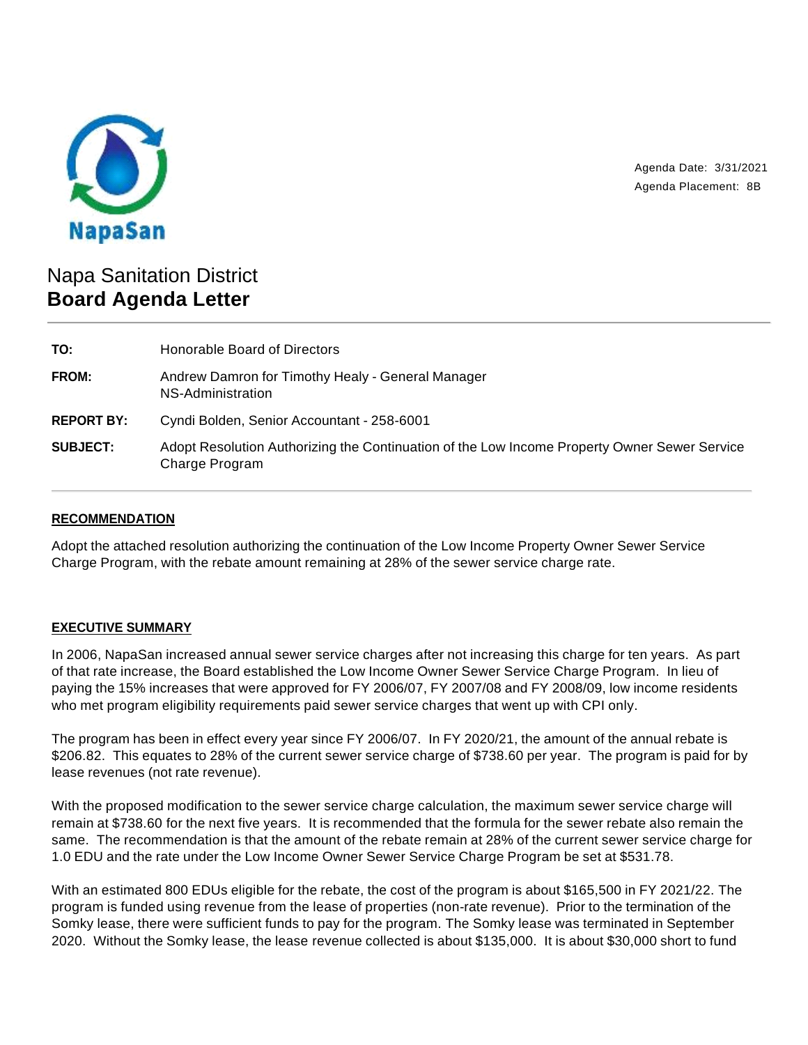NapaSan

Agenda Date: 3/31/2021
Agenda Placement: 8B

# Napa Sanitation District
## **Board Agenda Letter**

| | |
|---|---|
| **TO:** | Honorable Board of Directors |
| **FROM:** | Andrew Damron for Timothy Healy - General Manager<br>NS-Administration |
| **REPORT BY:** | Cyndi Bolden, Senior Accountant - 258-6001 |
| **SUBJECT:** | Adopt Resolution Authorizing the Continuation of the Low Income Property Owner Sewer Service Charge Program |

### RECOMMENDATION

Adopt the attached resolution authorizing the continuation of the Low Income Property Owner Sewer Service Charge Program, with the rebate amount remaining at 28% of the sewer service charge rate.

### EXECUTIVE SUMMARY

In 2006, NapaSan increased annual sewer service charges after not increasing this charge for ten years. As part of that rate increase, the Board established the Low Income Owner Sewer Service Charge Program. In lieu of paying the 15% increases that were approved for FY 2006/07, FY 2007/08 and FY 2008/09, low income residents who met program eligibility requirements paid sewer service charges that went up with CPI only.

The program has been in effect every year since FY 2006/07. In FY 2020/21, the amount of the annual rebate is $206.82. This equates to 28% of the current sewer service charge of $738.60 per year. The program is paid for by lease revenues (not rate revenue).

With the proposed modification to the sewer service charge calculation, the maximum sewer service charge will remain at $738.60 for the next five years. It is recommended that the formula for the sewer rebate also remain the same. The recommendation is that the amount of the rebate remain at 28% of the current sewer service charge for 1.0 EDU and the rate under the Low Income Owner Sewer Service Charge Program be set at $531.78.

With an estimated 800 EDUs eligible for the rebate, the cost of the program is about $165,500 in FY 2021/22. The program is funded using revenue from the lease of properties (non-rate revenue). Prior to the termination of the Somky lease, there were sufficient funds to pay for the program. The Somky lease was terminated in September 2020. Without the Somky lease, the lease revenue collected is about $135,000. It is about $30,000 short to fund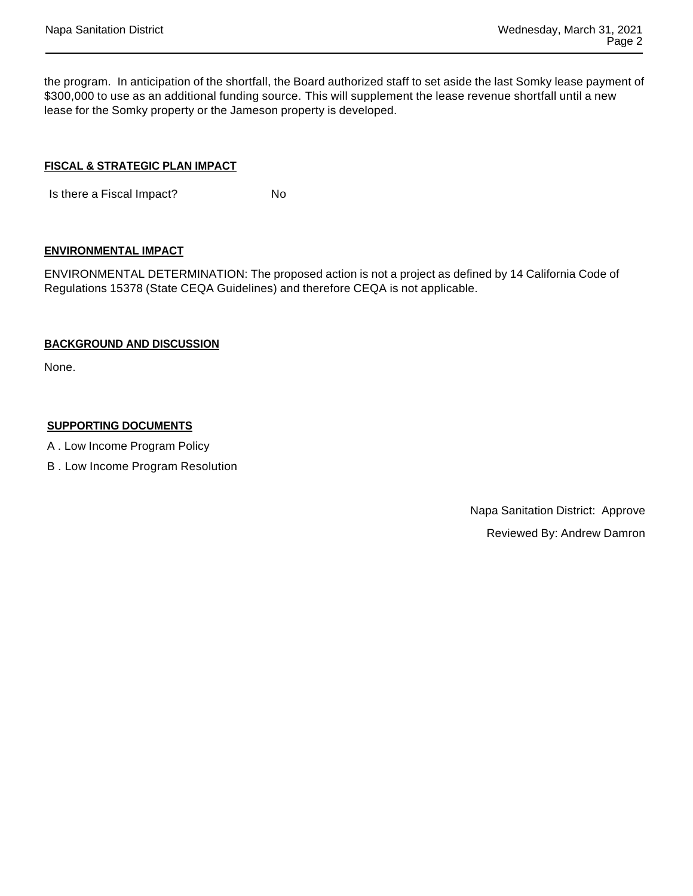the program. In anticipation of the shortfall, the Board authorized staff to set aside the last Somky lease payment of $300,000 to use as an additional funding source. This will supplement the lease revenue shortfall until a new lease for the Somky property or the Jameson property is developed.

## FISCAL & STRATEGIC PLAN IMPACT

Is there a Fiscal Impact? No

## ENVIRONMENTAL IMPACT

ENVIRONMENTAL DETERMINATION: The proposed action is not a project as defined by 14 California Code of Regulations 15378 (State CEQA Guidelines) and therefore CEQA is not applicable.

## BACKGROUND AND DISCUSSION

None.

## SUPPORTING DOCUMENTS

A . Low Income Program Policy

B . Low Income Program Resolution

Napa Sanitation District: Approve

Reviewed By: Andrew Damron